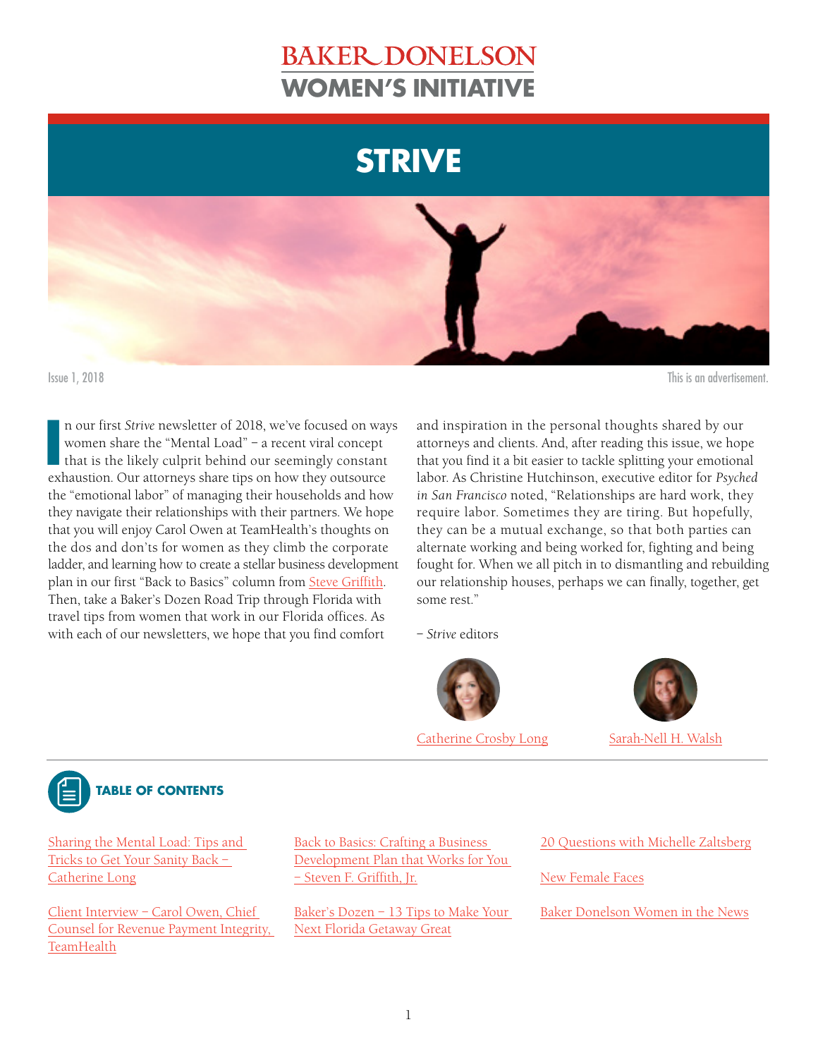BAKER DONELSON

WOMEN'S INITIATIVE

# STRIVE

Issue 1, 2018

This is an advertisement.

In our first *Strive* newsletter of 2018, we've focused on ways women share the "Mental Load" – a recent viral concept that is the likely culprit behind our seemingly constant exhaustion. Our attorneys share tips on how they outsource the "emotional labor" of managing their households and how they navigate their relationships with their partners. We hope that you will enjoy Carol Owen at TeamHealth's thoughts on the dos and don'ts for women as they climb the corporate ladder, and learning how to create a stellar business development plan in our first "Back to Basics" column from Steve Griffith. Then, take a Baker's Dozen Road Trip through Florida with travel tips from women that work in our Florida offices. As with each of our newsletters, we hope that you find comfort and inspiration in the personal thoughts shared by our attorneys and clients. And, after reading this issue, we hope that you find it a bit easier to tackle splitting your emotional labor. As Christine Hutchinson, executive editor for *Psyched in San Francisco* noted, "Relationships are hard work, they require labor. Sometimes they are tiring. But hopefully, they can be a mutual exchange, so that both parties can alternate working and being worked for, fighting and being fought for. When we all pitch in to dismantling and rebuilding our relationship houses, perhaps we can finally, together, get some rest."

– *Strive* editors

Catherine Crosby Long

Sarah-Nell H. Walsh

## TABLE OF CONTENTS

- Sharing the Mental Load: Tips and Tricks to Get Your Sanity Back – Catherine Long
- Client Interview – Carol Owen, Chief Counsel for Revenue Payment Integrity, TeamHealth
- Back to Basics: Crafting a Business Development Plan that Works for You – Steven F. Griffith, Jr.
- Baker's Dozen – 13 Tips to Make Your Next Florida Getaway Great
- 20 Questions with Michelle Zaltsberg
- New Female Faces
- Baker Donelson Women in the News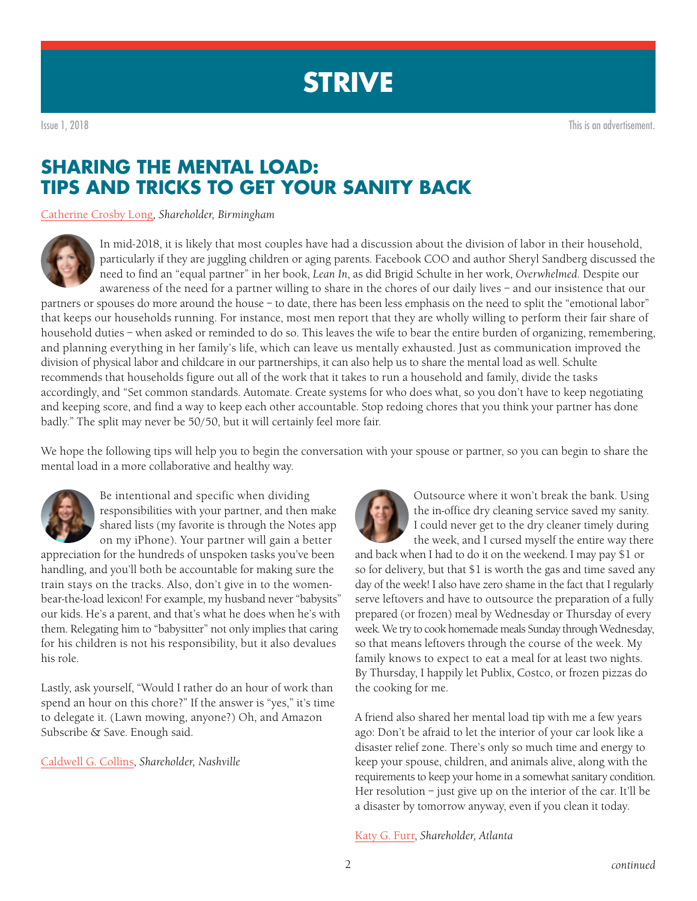# STRIVE

Issue 1, 2018

This is an advertisement.

## SHARING THE MENTAL LOAD: TIPS AND TRICKS TO GET YOUR SANITY BACK

Catherine Crosby Long, *Shareholder, Birmingham*

In mid-2018, it is likely that most couples have had a discussion about the division of labor in their household, particularly if they are juggling children or aging parents. Facebook COO and author Sheryl Sandberg discussed the need to find an "equal partner" in her book, *Lean In*, as did Brigid Schulte in her work, *Overwhelmed*. Despite our awareness of the need for a partner willing to share in the chores of our daily lives – and our insistence that our partners or spouses do more around the house – to date, there has been less emphasis on the need to split the "emotional labor" that keeps our households running. For instance, most men report that they are wholly willing to perform their fair share of household duties – when asked or reminded to do so. This leaves the wife to bear the entire burden of organizing, remembering, and planning everything in her family's life, which can leave us mentally exhausted. Just as communication improved the division of physical labor and childcare in our partnerships, it can also help us to share the mental load as well. Schulte recommends that households figure out all of the work that it takes to run a household and family, divide the tasks accordingly, and "Set common standards. Automate. Create systems for who does what, so you don't have to keep negotiating and keeping score, and find a way to keep each other accountable. Stop redoing chores that you think your partner has done badly." The split may never be 50/50, but it will certainly feel more fair.

We hope the following tips will help you to begin the conversation with your spouse or partner, so you can begin to share the mental load in a more collaborative and healthy way.

Be intentional and specific when dividing responsibilities with your partner, and then make shared lists (my favorite is through the Notes app on my iPhone). Your partner will gain a better appreciation for the hundreds of unspoken tasks you've been handling, and you'll both be accountable for making sure the train stays on the tracks. Also, don't give in to the women-bear-the-load lexicon! For example, my husband never "babysits" our kids. He's a parent, and that's what he does when he's with them. Relegating him to "babysitter" not only implies that caring for his children is not his responsibility, but it also devalues his role.

Lastly, ask yourself, "Would I rather do an hour of work than spend an hour on this chore?" If the answer is "yes," it's time to delegate it. (Lawn mowing, anyone?) Oh, and Amazon Subscribe & Save. Enough said.

Caldwell G. Collins, *Shareholder, Nashville*

Outsource where it won't break the bank. Using the in-office dry cleaning service saved my sanity. I could never get to the dry cleaner timely during the week, and I cursed myself the entire way there and back when I had to do it on the weekend. I may pay $1 or so for delivery, but that $1 is worth the gas and time saved any day of the week! I also have zero shame in the fact that I regularly serve leftovers and have to outsource the preparation of a fully prepared (or frozen) meal by Wednesday or Thursday of every week. We try to cook homemade meals Sunday through Wednesday, so that means leftovers through the course of the week. My family knows to expect to eat a meal for at least two nights. By Thursday, I happily let Publix, Costco, or frozen pizzas do the cooking for me.

A friend also shared her mental load tip with me a few years ago: Don't be afraid to let the interior of your car look like a disaster relief zone. There's only so much time and energy to keep your spouse, children, and animals alive, along with the requirements to keep your home in a somewhat sanitary condition. Her resolution – just give up on the interior of the car. It'll be a disaster by tomorrow anyway, even if you clean it today.

Katy G. Furr, *Shareholder, Atlanta*

*continued*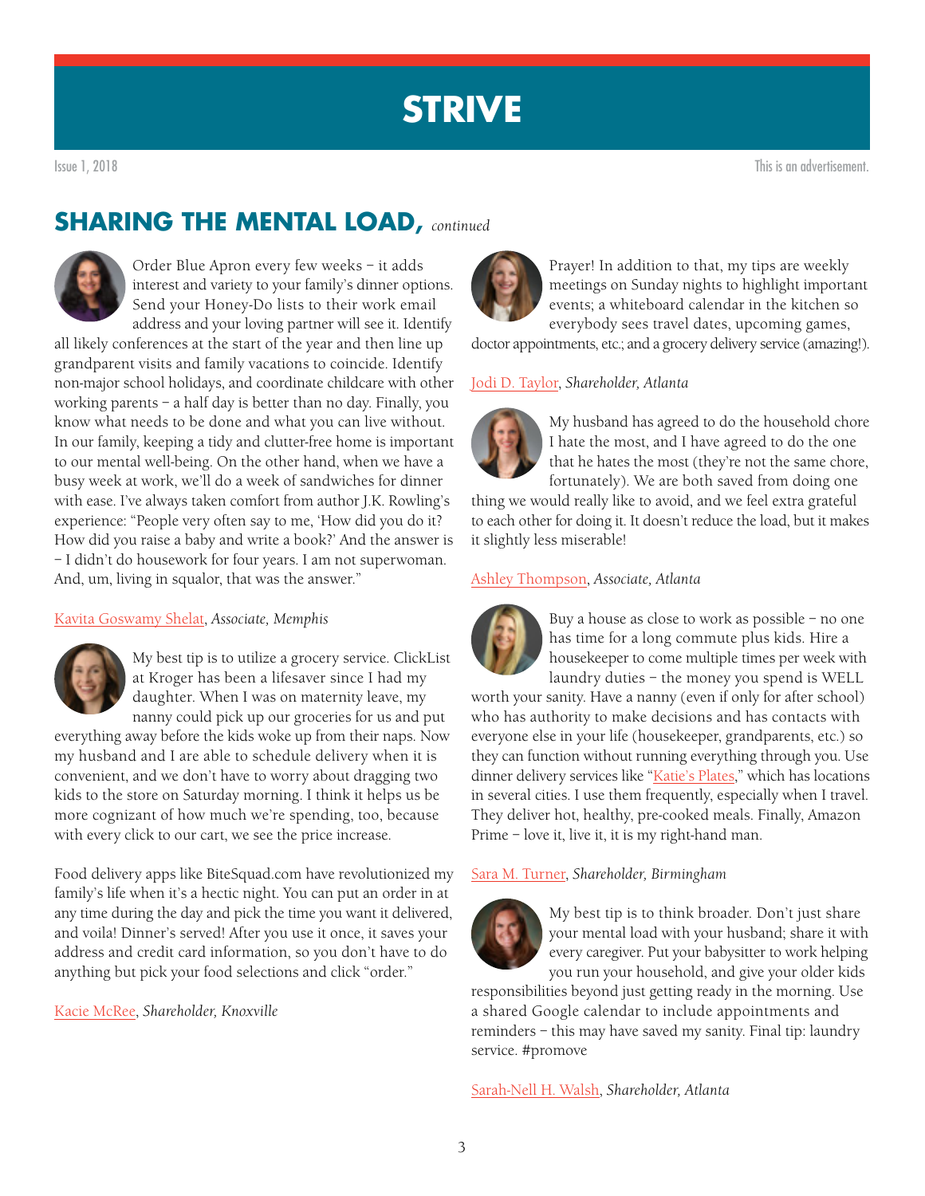## SHARING THE MENTAL LOAD, *continued*

Order Blue Apron every few weeks – it adds interest and variety to your family's dinner options. Send your Honey-Do lists to their work email address and your loving partner will see it. Identify all likely conferences at the start of the year and then line up grandparent visits and family vacations to coincide. Identify non-major school holidays, and coordinate childcare with other working parents – a half day is better than no day. Finally, you know what needs to be done and what you can live without. In our family, keeping a tidy and clutter-free home is important to our mental well-being. On the other hand, when we have a busy week at work, we'll do a week of sandwiches for dinner with ease. I've always taken comfort from author J.K. Rowling's experience: "People very often say to me, 'How did you do it? How did you raise a baby and write a book?' And the answer is – I didn't do housework for four years. I am not superwoman. And, um, living in squalor, that was the answer."

Kavita Goswamy Shelat, *Associate, Memphis*

My best tip is to utilize a grocery service. ClickList at Kroger has been a lifesaver since I had my daughter. When I was on maternity leave, my nanny could pick up our groceries for us and put everything away before the kids woke up from their naps. Now my husband and I are able to schedule delivery when it is convenient, and we don't have to worry about dragging two kids to the store on Saturday morning. I think it helps us be more cognizant of how much we're spending, too, because with every click to our cart, we see the price increase.

Food delivery apps like BiteSquad.com have revolutionized my family's life when it's a hectic night. You can put an order in at any time during the day and pick the time you want it delivered, and voila! Dinner's served! After you use it once, it saves your address and credit card information, so you don't have to do anything but pick your food selections and click "order."

Kacie McRee, *Shareholder, Knoxville*

Prayer! In addition to that, my tips are weekly meetings on Sunday nights to highlight important events; a whiteboard calendar in the kitchen so everybody sees travel dates, upcoming games, doctor appointments, etc.; and a grocery delivery service (amazing!).

Jodi D. Taylor, *Shareholder, Atlanta*

My husband has agreed to do the household chore I hate the most, and I have agreed to do the one that he hates the most (they're not the same chore, fortunately). We are both saved from doing one thing we would really like to avoid, and we feel extra grateful to each other for doing it. It doesn't reduce the load, but it makes it slightly less miserable!

Ashley Thompson, *Associate, Atlanta*

Buy a house as close to work as possible – no one has time for a long commute plus kids. Hire a housekeeper to come multiple times per week with laundry duties – the money you spend is WELL worth your sanity. Have a nanny (even if only for after school) who has authority to make decisions and has contacts with everyone else in your life (housekeeper, grandparents, etc.) so they can function without running everything through you. Use dinner delivery services like "Katie's Plates," which has locations in several cities. I use them frequently, especially when I travel. They deliver hot, healthy, pre-cooked meals. Finally, Amazon Prime – love it, live it, it is my right-hand man.

Sara M. Turner, *Shareholder, Birmingham*

My best tip is to think broader. Don't just share your mental load with your husband; share it with every caregiver. Put your babysitter to work helping you run your household, and give your older kids responsibilities beyond just getting ready in the morning. Use a shared Google calendar to include appointments and reminders – this may have saved my sanity. Final tip: laundry service. #promove

Sarah-Nell H. Walsh, *Shareholder, Atlanta*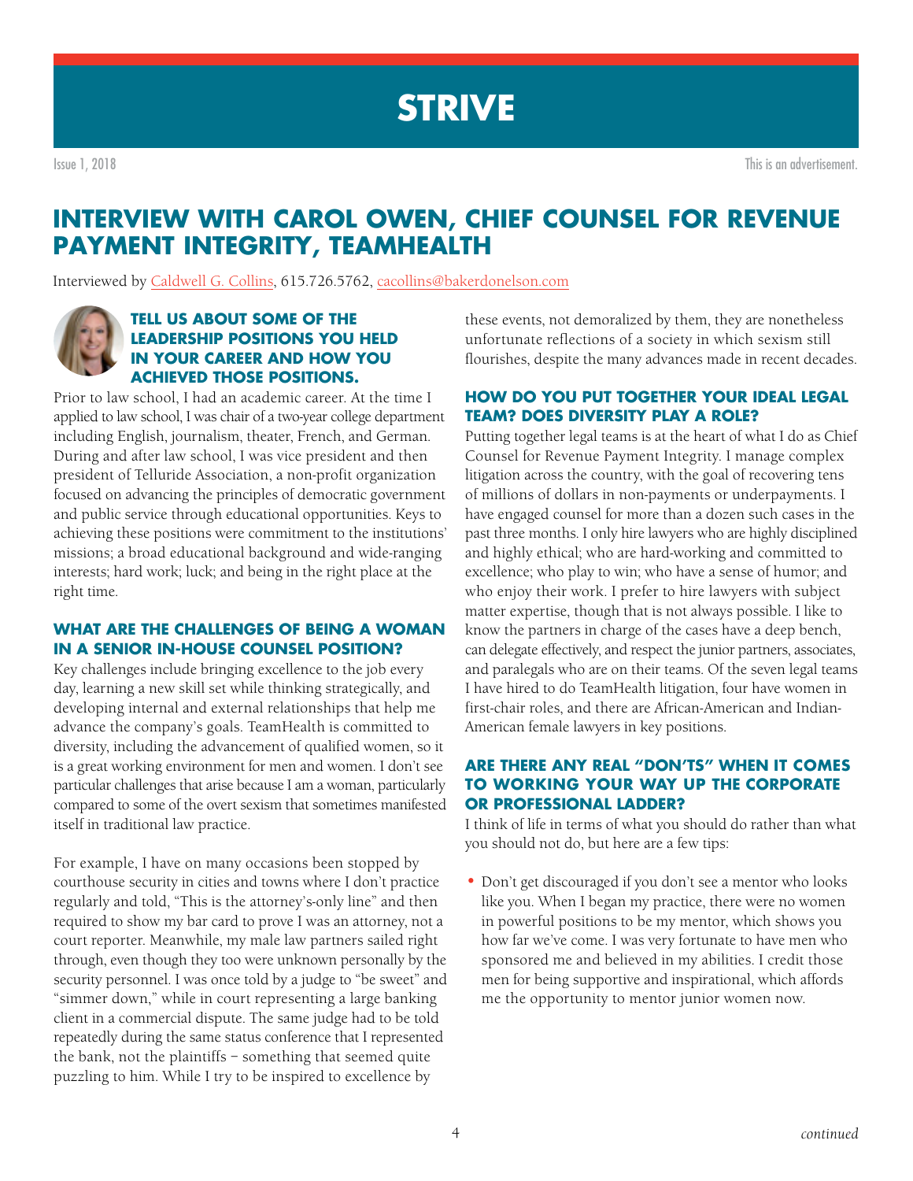# STRIVE

Issue 1, 2018

This is an advertisement.

## INTERVIEW WITH CAROL OWEN, CHIEF COUNSEL FOR REVENUE PAYMENT INTEGRITY, TEAMHEALTH

Interviewed by Caldwell G. Collins, 615.726.5762, cacollins@bakerdonelson.com

### TELL US ABOUT SOME OF THE LEADERSHIP POSITIONS YOU HELD IN YOUR CAREER AND HOW YOU ACHIEVED THOSE POSITIONS.

Prior to law school, I had an academic career. At the time I applied to law school, I was chair of a two-year college department including English, journalism, theater, French, and German. During and after law school, I was vice president and then president of Telluride Association, a non-profit organization focused on advancing the principles of democratic government and public service through educational opportunities. Keys to achieving these positions were commitment to the institutions' missions; a broad educational background and wide-ranging interests; hard work; luck; and being in the right place at the right time.

### WHAT ARE THE CHALLENGES OF BEING A WOMAN IN A SENIOR IN-HOUSE COUNSEL POSITION?

Key challenges include bringing excellence to the job every day, learning a new skill set while thinking strategically, and developing internal and external relationships that help me advance the company's goals. TeamHealth is committed to diversity, including the advancement of qualified women, so it is a great working environment for men and women. I don't see particular challenges that arise because I am a woman, particularly compared to some of the overt sexism that sometimes manifested itself in traditional law practice.

For example, I have on many occasions been stopped by courthouse security in cities and towns where I don't practice regularly and told, "This is the attorney's-only line" and then required to show my bar card to prove I was an attorney, not a court reporter. Meanwhile, my male law partners sailed right through, even though they too were unknown personally by the security personnel. I was once told by a judge to "be sweet" and "simmer down," while in court representing a large banking client in a commercial dispute. The same judge had to be told repeatedly during the same status conference that I represented the bank, not the plaintiffs – something that seemed quite puzzling to him. While I try to be inspired to excellence by these events, not demoralized by them, they are nonetheless unfortunate reflections of a society in which sexism still flourishes, despite the many advances made in recent decades.

### HOW DO YOU PUT TOGETHER YOUR IDEAL LEGAL TEAM? DOES DIVERSITY PLAY A ROLE?

Putting together legal teams is at the heart of what I do as Chief Counsel for Revenue Payment Integrity. I manage complex litigation across the country, with the goal of recovering tens of millions of dollars in non-payments or underpayments. I have engaged counsel for more than a dozen such cases in the past three months. I only hire lawyers who are highly disciplined and highly ethical; who are hard-working and committed to excellence; who play to win; who have a sense of humor; and who enjoy their work. I prefer to hire lawyers with subject matter expertise, though that is not always possible. I like to know the partners in charge of the cases have a deep bench, can delegate effectively, and respect the junior partners, associates, and paralegals who are on their teams. Of the seven legal teams I have hired to do TeamHealth litigation, four have women in first-chair roles, and there are African-American and Indian-American female lawyers in key positions.

### ARE THERE ANY REAL "DON'TS" WHEN IT COMES TO WORKING YOUR WAY UP THE CORPORATE OR PROFESSIONAL LADDER?

I think of life in terms of what you should do rather than what you should not do, but here are a few tips:

- Don't get discouraged if you don't see a mentor who looks like you. When I began my practice, there were no women in powerful positions to be my mentor, which shows you how far we've come. I was very fortunate to have men who sponsored me and believed in my abilities. I credit those men for being supportive and inspirational, which affords me the opportunity to mentor junior women now.

*continued*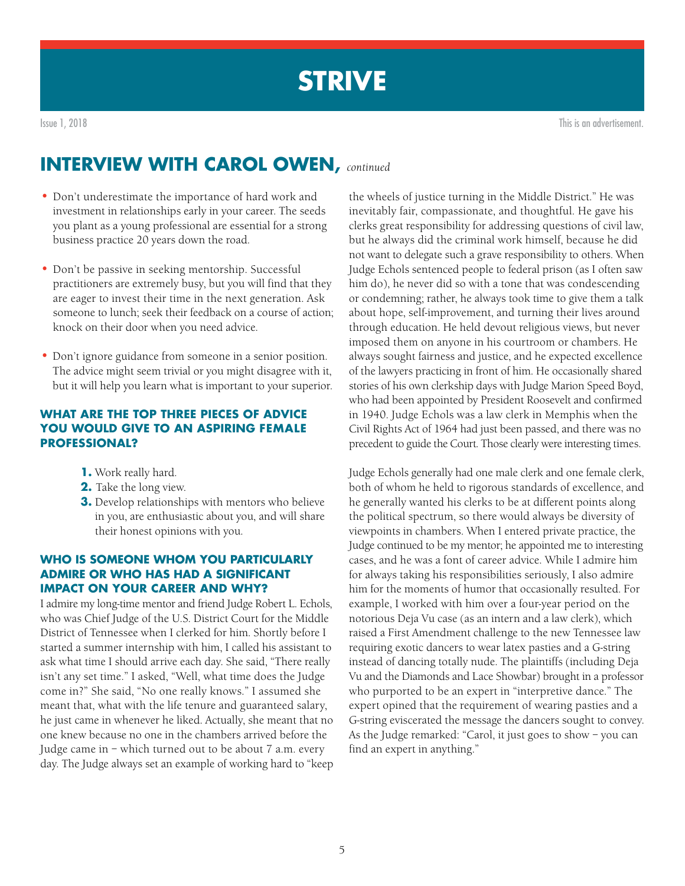## INTERVIEW WITH CAROL OWEN, *continued*

- Don't underestimate the importance of hard work and investment in relationships early in your career. The seeds you plant as a young professional are essential for a strong business practice 20 years down the road.
- Don't be passive in seeking mentorship. Successful practitioners are extremely busy, but you will find that they are eager to invest their time in the next generation. Ask someone to lunch; seek their feedback on a course of action; knock on their door when you need advice.
- Don't ignore guidance from someone in a senior position. The advice might seem trivial or you might disagree with it, but it will help you learn what is important to your superior.

### WHAT ARE THE TOP THREE PIECES OF ADVICE YOU WOULD GIVE TO AN ASPIRING FEMALE PROFESSIONAL?

1. Work really hard.
2. Take the long view.
3. Develop relationships with mentors who believe in you, are enthusiastic about you, and will share their honest opinions with you.

### WHO IS SOMEONE WHOM YOU PARTICULARLY ADMIRE OR WHO HAS HAD A SIGNIFICANT IMPACT ON YOUR CAREER AND WHY?

I admire my long-time mentor and friend Judge Robert L. Echols, who was Chief Judge of the U.S. District Court for the Middle District of Tennessee when I clerked for him. Shortly before I started a summer internship with him, I called his assistant to ask what time I should arrive each day. She said, "There really isn't any set time." I asked, "Well, what time does the Judge come in?" She said, "No one really knows." I assumed she meant that, what with the life tenure and guaranteed salary, he just came in whenever he liked. Actually, she meant that no one knew because no one in the chambers arrived before the Judge came in – which turned out to be about 7 a.m. every day. The Judge always set an example of working hard to "keep the wheels of justice turning in the Middle District." He was inevitably fair, compassionate, and thoughtful. He gave his clerks great responsibility for addressing questions of civil law, but he always did the criminal work himself, because he did not want to delegate such a grave responsibility to others. When Judge Echols sentenced people to federal prison (as I often saw him do), he never did so with a tone that was condescending or condemning; rather, he always took time to give them a talk about hope, self-improvement, and turning their lives around through education. He held devout religious views, but never imposed them on anyone in his courtroom or chambers. He always sought fairness and justice, and he expected excellence of the lawyers practicing in front of him. He occasionally shared stories of his own clerkship days with Judge Marion Speed Boyd, who had been appointed by President Roosevelt and confirmed in 1940. Judge Echols was a law clerk in Memphis when the Civil Rights Act of 1964 had just been passed, and there was no precedent to guide the Court. Those clearly were interesting times.

Judge Echols generally had one male clerk and one female clerk, both of whom he held to rigorous standards of excellence, and he generally wanted his clerks to be at different points along the political spectrum, so there would always be diversity of viewpoints in chambers. When I entered private practice, the Judge continued to be my mentor; he appointed me to interesting cases, and he was a font of career advice. While I admire him for always taking his responsibilities seriously, I also admire him for the moments of humor that occasionally resulted. For example, I worked with him over a four-year period on the notorious Deja Vu case (as an intern and a law clerk), which raised a First Amendment challenge to the new Tennessee law requiring exotic dancers to wear latex pasties and a G-string instead of dancing totally nude. The plaintiffs (including Deja Vu and the Diamonds and Lace Showbar) brought in a professor who purported to be an expert in "interpretive dance." The expert opined that the requirement of wearing pasties and a G-string eviscerated the message the dancers sought to convey. As the Judge remarked: "Carol, it just goes to show – you can find an expert in anything."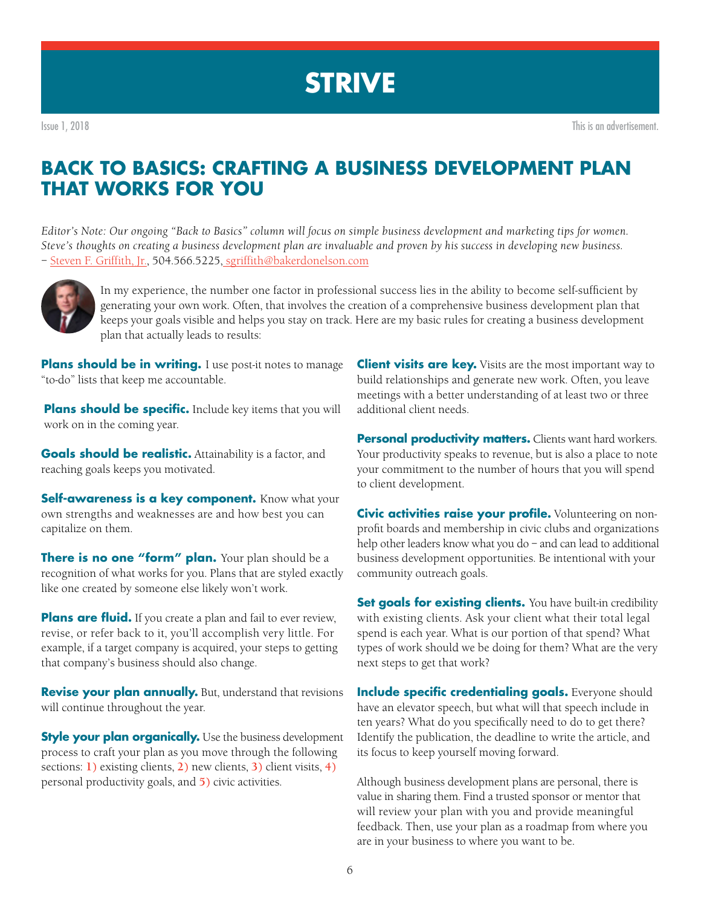# STRIVE

Issue 1, 2018

This is an advertisement.

## BACK TO BASICS: CRAFTING A BUSINESS DEVELOPMENT PLAN THAT WORKS FOR YOU

*Editor's Note: Our ongoing "Back to Basics" column will focus on simple business development and marketing tips for women. Steve's thoughts on creating a business development plan are invaluable and proven by his success in developing new business.*
– Steven F. Griffith, Jr., 504.566.5225, sgriffith@bakerdonelson.com

In my experience, the number one factor in professional success lies in the ability to become self-sufficient by generating your own work. Often, that involves the creation of a comprehensive business development plan that keeps your goals visible and helps you stay on track. Here are my basic rules for creating a business development plan that actually leads to results:

**Plans should be in writing.** I use post-it notes to manage "to-do" lists that keep me accountable.

**Plans should be specific.** Include key items that you will work on in the coming year.

**Goals should be realistic.** Attainability is a factor, and reaching goals keeps you motivated.

**Self-awareness is a key component.** Know what your own strengths and weaknesses are and how best you can capitalize on them.

**There is no one "form" plan.** Your plan should be a recognition of what works for you. Plans that are styled exactly like one created by someone else likely won't work.

**Plans are fluid.** If you create a plan and fail to ever review, revise, or refer back to it, you'll accomplish very little. For example, if a target company is acquired, your steps to getting that company's business should also change.

**Revise your plan annually.** But, understand that revisions will continue throughout the year.

**Style your plan organically.** Use the business development process to craft your plan as you move through the following sections: 1) existing clients, 2) new clients, 3) client visits, 4) personal productivity goals, and 5) civic activities.

**Client visits are key.** Visits are the most important way to build relationships and generate new work. Often, you leave meetings with a better understanding of at least two or three additional client needs.

**Personal productivity matters.** Clients want hard workers. Your productivity speaks to revenue, but is also a place to note your commitment to the number of hours that you will spend to client development.

**Civic activities raise your profile.** Volunteering on non-profit boards and membership in civic clubs and organizations help other leaders know what you do – and can lead to additional business development opportunities. Be intentional with your community outreach goals.

**Set goals for existing clients.** You have built-in credibility with existing clients. Ask your client what their total legal spend is each year. What is our portion of that spend? What types of work should we be doing for them? What are the very next steps to get that work?

**Include specific credentialing goals.** Everyone should have an elevator speech, but what will that speech include in ten years? What do you specifically need to do to get there? Identify the publication, the deadline to write the article, and its focus to keep yourself moving forward.

Although business development plans are personal, there is value in sharing them. Find a trusted sponsor or mentor that will review your plan with you and provide meaningful feedback. Then, use your plan as a roadmap from where you are in your business to where you want to be.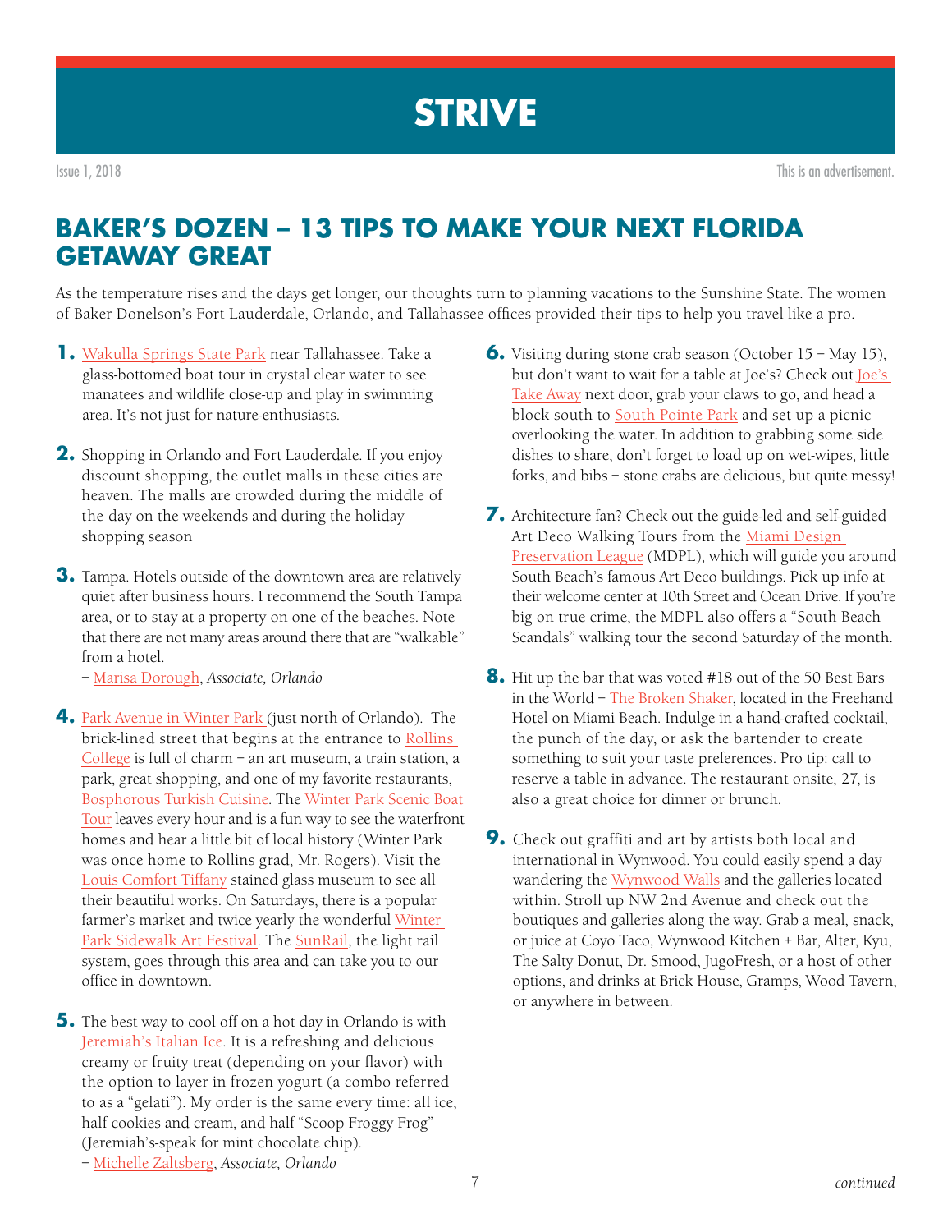# STRIVE

Issue 1, 2018

This is an advertisement.

## BAKER'S DOZEN – 13 TIPS TO MAKE YOUR NEXT FLORIDA GETAWAY GREAT

As the temperature rises and the days get longer, our thoughts turn to planning vacations to the Sunshine State. The women of Baker Donelson's Fort Lauderdale, Orlando, and Tallahassee offices provided their tips to help you travel like a pro.

1. Wakulla Springs State Park near Tallahassee. Take a glass-bottomed boat tour in crystal clear water to see manatees and wildlife close-up and play in swimming area. It's not just for nature-enthusiasts.

2. Shopping in Orlando and Fort Lauderdale. If you enjoy discount shopping, the outlet malls in these cities are heaven. The malls are crowded during the middle of the day on the weekends and during the holiday shopping season

3. Tampa. Hotels outside of the downtown area are relatively quiet after business hours. I recommend the South Tampa area, or to stay at a property on one of the beaches. Note that there are not many areas around there that are "walkable" from a hotel.

   – Marisa Dorough, *Associate, Orlando*

4. Park Avenue in Winter Park (just north of Orlando). The brick-lined street that begins at the entrance to Rollins College is full of charm – an art museum, a train station, a park, great shopping, and one of my favorite restaurants, Bosphorous Turkish Cuisine. The Winter Park Scenic Boat Tour leaves every hour and is a fun way to see the waterfront homes and hear a little bit of local history (Winter Park was once home to Rollins grad, Mr. Rogers). Visit the Louis Comfort Tiffany stained glass museum to see all their beautiful works. On Saturdays, there is a popular farmer's market and twice yearly the wonderful Winter Park Sidewalk Art Festival. The SunRail, the light rail system, goes through this area and can take you to our office in downtown.

5. The best way to cool off on a hot day in Orlando is with Jeremiah's Italian Ice. It is a refreshing and delicious creamy or fruity treat (depending on your flavor) with the option to layer in frozen yogurt (a combo referred to as a "gelati"). My order is the same every time: all ice, half cookies and cream, and half "Scoop Froggy Frog" (Jeremiah's-speak for mint chocolate chip).

   – Michelle Zaltsberg, *Associate, Orlando*

6. Visiting during stone crab season (October 15 – May 15), but don't want to wait for a table at Joe's? Check out Joe's Take Away next door, grab your claws to go, and head a block south to South Pointe Park and set up a picnic overlooking the water. In addition to grabbing some side dishes to share, don't forget to load up on wet-wipes, little forks, and bibs – stone crabs are delicious, but quite messy!

7. Architecture fan? Check out the guide-led and self-guided Art Deco Walking Tours from the Miami Design Preservation League (MDPL), which will guide you around South Beach's famous Art Deco buildings. Pick up info at their welcome center at 10th Street and Ocean Drive. If you're big on true crime, the MDPL also offers a "South Beach Scandals" walking tour the second Saturday of the month.

8. Hit up the bar that was voted #18 out of the 50 Best Bars in the World – The Broken Shaker, located in the Freehand Hotel on Miami Beach. Indulge in a hand-crafted cocktail, the punch of the day, or ask the bartender to create something to suit your taste preferences. Pro tip: call to reserve a table in advance. The restaurant onsite, 27, is also a great choice for dinner or brunch.

9. Check out graffiti and art by artists both local and international in Wynwood. You could easily spend a day wandering the Wynwood Walls and the galleries located within. Stroll up NW 2nd Avenue and check out the boutiques and galleries along the way. Grab a meal, snack, or juice at Coyo Taco, Wynwood Kitchen + Bar, Alter, Kyu, The Salty Donut, Dr. Smood, JugoFresh, or a host of other options, and drinks at Brick House, Gramps, Wood Tavern, or anywhere in between.

*continued*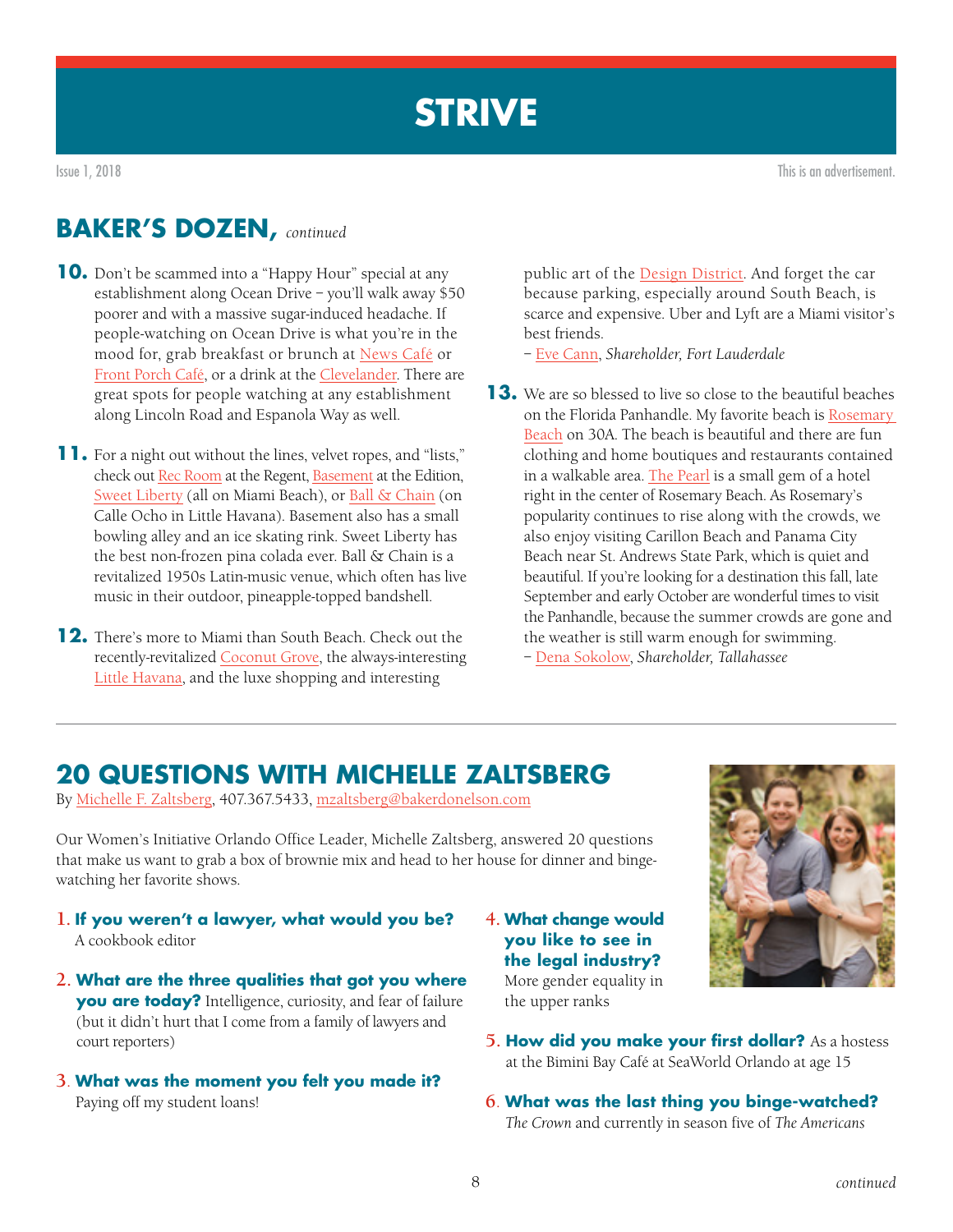## BAKER'S DOZEN, *continued*

**10.** Don't be scammed into a "Happy Hour" special at any establishment along Ocean Drive – you'll walk away $50 poorer and with a massive sugar-induced headache. If people-watching on Ocean Drive is what you're in the mood for, grab breakfast or brunch at News Café or Front Porch Café, or a drink at the Clevelander. There are great spots for people watching at any establishment along Lincoln Road and Espanola Way as well.

**11.** For a night out without the lines, velvet ropes, and "lists," check out Rec Room at the Regent, Basement at the Edition, Sweet Liberty (all on Miami Beach), or Ball & Chain (on Calle Ocho in Little Havana). Basement also has a small bowling alley and an ice skating rink. Sweet Liberty has the best non-frozen pina colada ever. Ball & Chain is a revitalized 1950s Latin-music venue, which often has live music in their outdoor, pineapple-topped bandshell.

**12.** There's more to Miami than South Beach. Check out the recently-revitalized Coconut Grove, the always-interesting Little Havana, and the luxe shopping and interesting public art of the Design District. And forget the car because parking, especially around South Beach, is scarce and expensive. Uber and Lyft are a Miami visitor's best friends.
– Eve Cann, *Shareholder, Fort Lauderdale*

**13.** We are so blessed to live so close to the beautiful beaches on the Florida Panhandle. My favorite beach is Rosemary Beach on 30A. The beach is beautiful and there are fun clothing and home boutiques and restaurants contained in a walkable area. The Pearl is a small gem of a hotel right in the center of Rosemary Beach. As Rosemary's popularity continues to rise along with the crowds, we also enjoy visiting Carillon Beach and Panama City Beach near St. Andrews State Park, which is quiet and beautiful. If you're looking for a destination this fall, late September and early October are wonderful times to visit the Panhandle, because the summer crowds are gone and the weather is still warm enough for swimming.
– Dena Sokolow, *Shareholder, Tallahassee*

---

## 20 QUESTIONS WITH MICHELLE ZALTSBERG

By Michelle F. Zaltsberg, 407.367.5433, mzaltsberg@bakerdonelson.com

Our Women's Initiative Orlando Office Leader, Michelle Zaltsberg, answered 20 questions that make us want to grab a box of brownie mix and head to her house for dinner and binge-watching her favorite shows.

1. **If you weren't a lawyer, what would you be?**
   A cookbook editor

2. **What are the three qualities that got you where you are today?** Intelligence, curiosity, and fear of failure (but it didn't hurt that I come from a family of lawyers and court reporters)

3. **What was the moment you felt you made it?**
   Paying off my student loans!

4. **What change would you like to see in the legal industry?**
   More gender equality in the upper ranks

5. **How did you make your first dollar?** As a hostess at the Bimini Bay Café at SeaWorld Orlando at age 15

6. **What was the last thing you binge-watched?**
   *The Crown* and currently in season five of *The Americans*

*continued*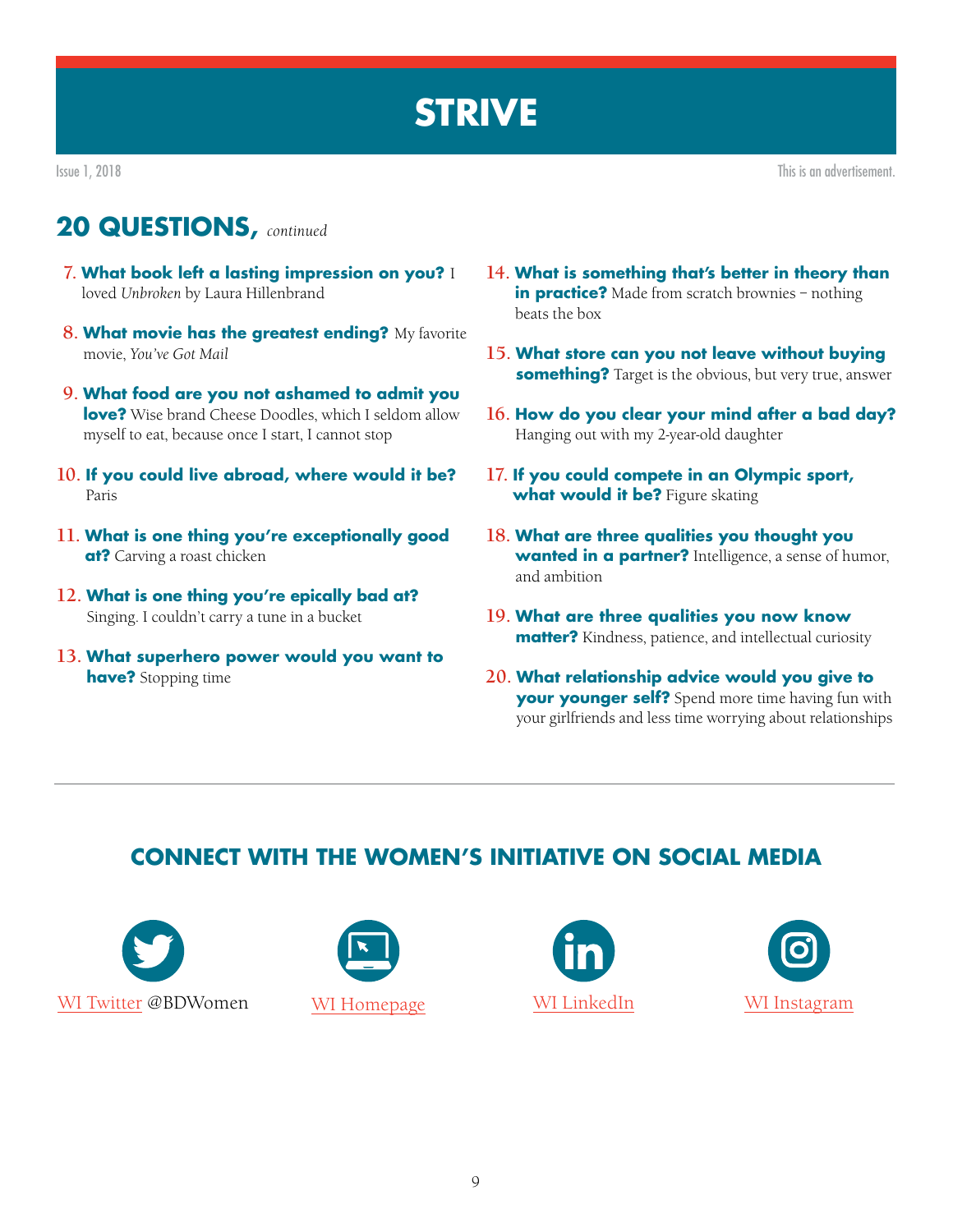# STRIVE

Issue 1, 2018

This is an advertisement.

## 20 QUESTIONS, *continued*

7. **What book left a lasting impression on you?** I loved *Unbroken* by Laura Hillenbrand
8. **What movie has the greatest ending?** My favorite movie, *You've Got Mail*
9. **What food are you not ashamed to admit you love?** Wise brand Cheese Doodles, which I seldom allow myself to eat, because once I start, I cannot stop
10. **If you could live abroad, where would it be?** Paris
11. **What is one thing you're exceptionally good at?** Carving a roast chicken
12. **What is one thing you're epically bad at?** Singing. I couldn't carry a tune in a bucket
13. **What superhero power would you want to have?** Stopping time
14. **What is something that's better in theory than in practice?** Made from scratch brownies – nothing beats the box
15. **What store can you not leave without buying something?** Target is the obvious, but very true, answer
16. **How do you clear your mind after a bad day?** Hanging out with my 2-year-old daughter
17. **If you could compete in an Olympic sport, what would it be?** Figure skating
18. **What are three qualities you thought you wanted in a partner?** Intelligence, a sense of humor, and ambition
19. **What are three qualities you now know matter?** Kindness, patience, and intellectual curiosity
20. **What relationship advice would you give to your younger self?** Spend more time having fun with your girlfriends and less time worrying about relationships

---

## CONNECT WITH THE WOMEN'S INITIATIVE ON SOCIAL MEDIA

WI Twitter @BDWomen

WI Homepage

WI LinkedIn

WI Instagram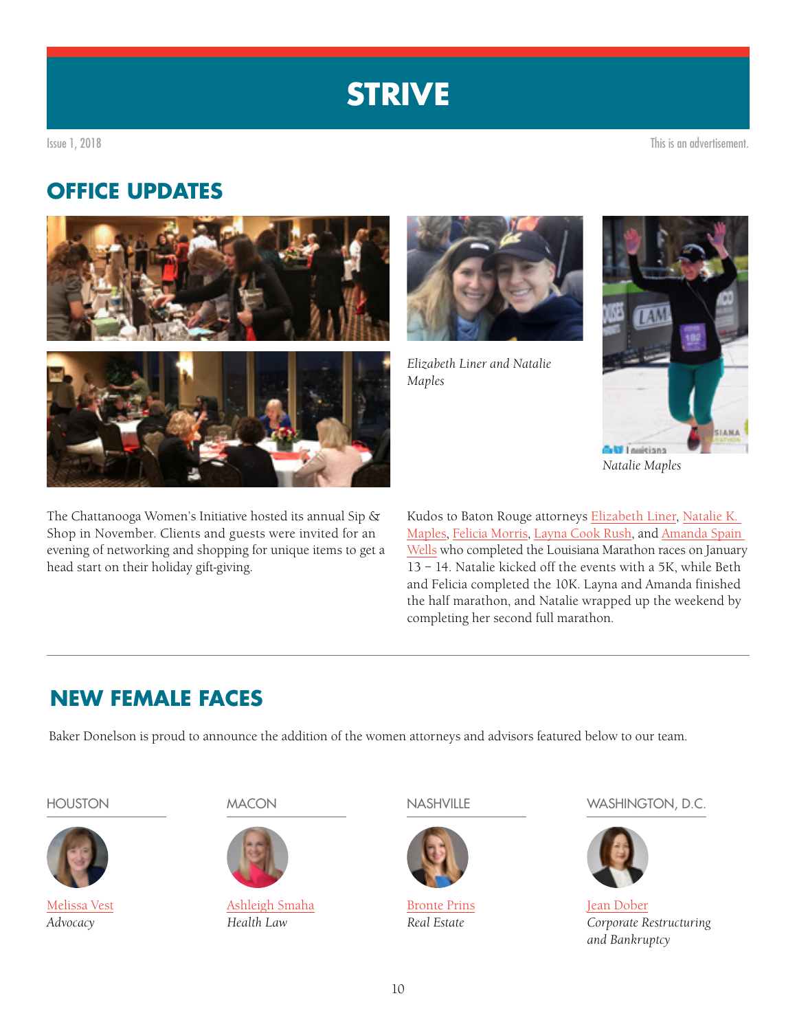# STRIVE

Issue 1, 2018

This is an advertisement.

## OFFICE UPDATES

*Elizabeth Liner and Natalie Maples*

*Natalie Maples*

The Chattanooga Women's Initiative hosted its annual Sip & Shop in November. Clients and guests were invited for an evening of networking and shopping for unique items to get a head start on their holiday gift-giving.

Kudos to Baton Rouge attorneys Elizabeth Liner, Natalie K. Maples, Felicia Morris, Layna Cook Rush, and Amanda Spain Wells who completed the Louisiana Marathon races on January 13 – 14. Natalie kicked off the events with a 5K, while Beth and Felicia completed the 10K. Layna and Amanda finished the half marathon, and Natalie wrapped up the weekend by completing her second full marathon.

## NEW FEMALE FACES

Baker Donelson is proud to announce the addition of the women attorneys and advisors featured below to our team.

HOUSTON

Melissa Vest
*Advocacy*

MACON

Ashleigh Smaha
*Health Law*

NASHVILLE

Bronte Prins
*Real Estate*

WASHINGTON, D.C.

Jean Dober
*Corporate Restructuring and Bankruptcy*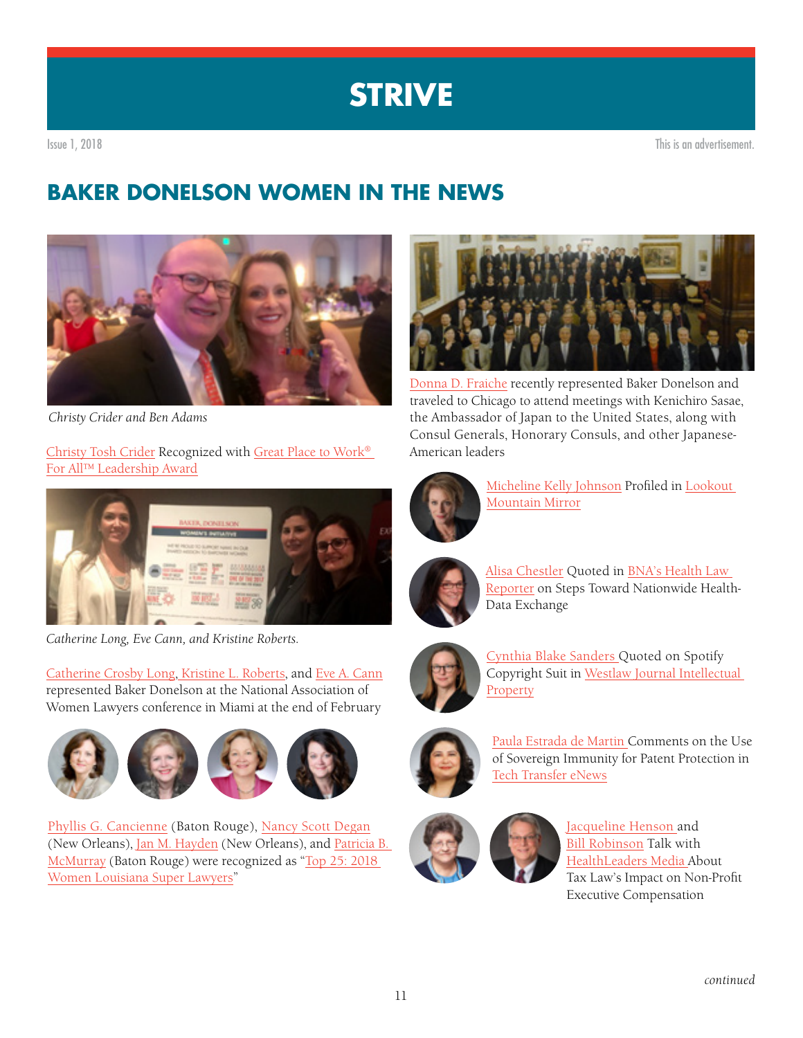# STRIVE

Issue 1, 2018

This is an advertisement.

## BAKER DONELSON WOMEN IN THE NEWS

*Christy Crider and Ben Adams*

Christy Tosh Crider Recognized with Great Place to Work® For All™ Leadership Award

*Catherine Long, Eve Cann, and Kristine Roberts.*

Catherine Crosby Long, Kristine L. Roberts, and Eve A. Cann represented Baker Donelson at the National Association of Women Lawyers conference in Miami at the end of February

Phyllis G. Cancienne (Baton Rouge), Nancy Scott Degan (New Orleans), Jan M. Hayden (New Orleans), and Patricia B. McMurray (Baton Rouge) were recognized as "Top 25: 2018 Women Louisiana Super Lawyers"

Donna D. Fraiche recently represented Baker Donelson and traveled to Chicago to attend meetings with Kenichiro Sasae, the Ambassador of Japan to the United States, along with Consul Generals, Honorary Consuls, and other Japanese-American leaders

Micheline Kelly Johnson Profiled in Lookout Mountain Mirror

Alisa Chestler Quoted in BNA's Health Law Reporter on Steps Toward Nationwide Health-Data Exchange

Cynthia Blake Sanders Quoted on Spotify Copyright Suit in Westlaw Journal Intellectual Property

Paula Estrada de Martin Comments on the Use of Sovereign Immunity for Patent Protection in Tech Transfer eNews

Jacqueline Henson and Bill Robinson Talk with HealthLeaders Media About Tax Law's Impact on Non-Profit Executive Compensation

*continued*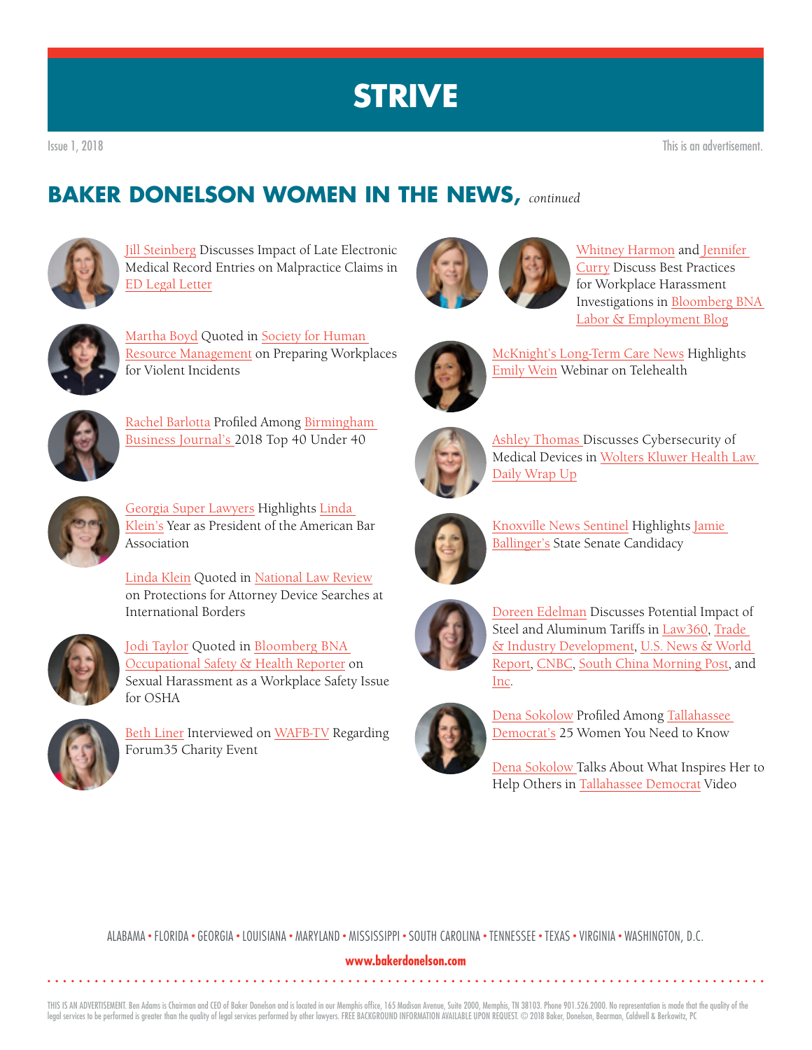# STRIVE

Issue 1, 2018

This is an advertisement.

## BAKER DONELSON WOMEN IN THE NEWS, *continued*

Jill Steinberg Discusses Impact of Late Electronic Medical Record Entries on Malpractice Claims in ED Legal Letter

Martha Boyd Quoted in Society for Human Resource Management on Preparing Workplaces for Violent Incidents

Rachel Barlotta Profiled Among Birmingham Business Journal's 2018 Top 40 Under 40

Georgia Super Lawyers Highlights Linda Klein's Year as President of the American Bar Association

Linda Klein Quoted in National Law Review on Protections for Attorney Device Searches at International Borders

Jodi Taylor Quoted in Bloomberg BNA Occupational Safety & Health Reporter on Sexual Harassment as a Workplace Safety Issue for OSHA

Beth Liner Interviewed on WAFB-TV Regarding Forum35 Charity Event

Whitney Harmon and Jennifer Curry Discuss Best Practices for Workplace Harassment Investigations in Bloomberg BNA Labor & Employment Blog

McKnight's Long-Term Care News Highlights Emily Wein Webinar on Telehealth

Ashley Thomas Discusses Cybersecurity of Medical Devices in Wolters Kluwer Health Law Daily Wrap Up

Knoxville News Sentinel Highlights Jamie Ballinger's State Senate Candidacy

Doreen Edelman Discusses Potential Impact of Steel and Aluminum Tariffs in Law360, Trade & Industry Development, U.S. News & World Report, CNBC, South China Morning Post, and Inc.

Dena Sokolow Profiled Among Tallahassee Democrat's 25 Women You Need to Know

Dena Sokolow Talks About What Inspires Her to Help Others in Tallahassee Democrat Video

ALABAMA • FLORIDA • GEORGIA • LOUISIANA • MARYLAND • MISSISSIPPI • SOUTH CAROLINA • TENNESSEE • TEXAS • VIRGINIA • WASHINGTON, D.C.

**www.bakerdonelson.com**

THIS IS AN ADVERTISEMENT. Ben Adams is Chairman and CEO of Baker Donelson and is located in our Memphis office, 165 Madison Avenue, Suite 2000, Memphis, TN 38103. Phone 901.526.2000. No representation is made that the quality of the legal services to be performed is greater than the quality of legal services performed by other lawyers. FREE BACKGROUND INFORMATION AVAILABLE UPON REQUEST. © 2018 Baker, Donelson, Bearman, Caldwell & Berkowitz, PC